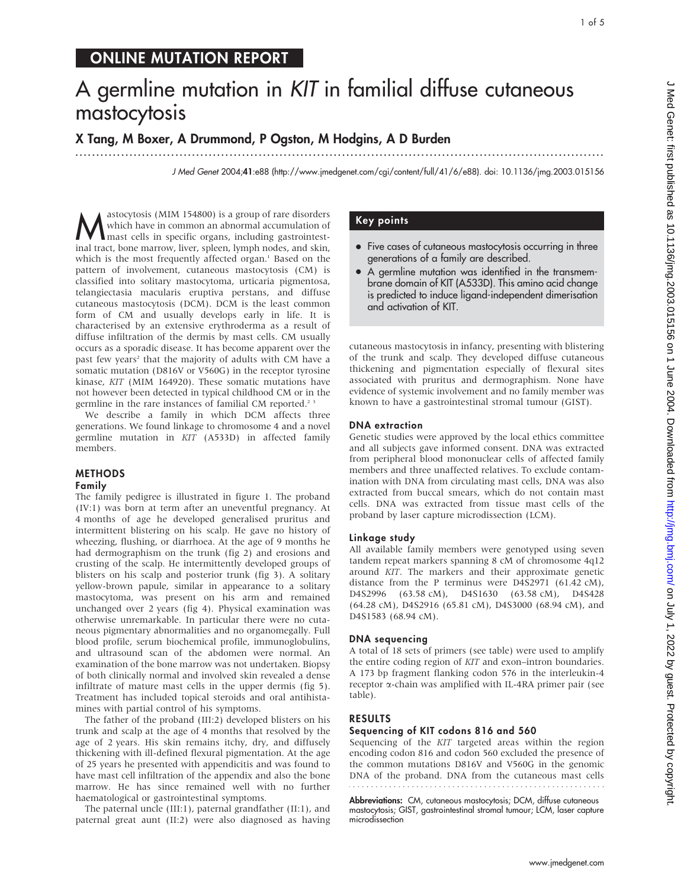ONLINE MUTATION REPORT

# A germline mutation in *KIT* in familial diffuse cutaneous mastocytosis

**X Tang, M Boxer, A Drummond, P Ogston, M Hodgins, A D Burden**

*J Med Genet* 2004;**41**:e88 (http://www.jmedgenet.com/cgi/content/full/41/6/e88). doi: 10.1136/jmg.2003.015156

Mastocytosis (MIM 154800) is a group of rare disorders which have in common an abnormal accumulation of mast cells in specific organs, including gastrointestinal tract, bone marrow, liver, spleen, lymph nodes, and skin, which is the most frequently affected organ.[1] Based on the pattern of involvement, cutaneous mastocytosis (CM) is classified into solitary mastocytoma, urticaria pigmentosa, telangiectasia macularis eruptiva perstans, and diffuse cutaneous mastocytosis (DCM). DCM is the least common form of CM and usually develops early in life. It is characterised by an extensive erythroderma as a result of diffuse infiltration of the dermis by mast cells. CM usually occurs as a sporadic disease. It has become apparent over the past few years[2] that the majority of adults with CM have a somatic mutation (D816V or V560G) in the receptor tyrosine kinase, *KIT* (MIM 164920). These somatic mutations have not however been detected in typical childhood CM or in the germline in the rare instances of familial CM reported.[2 3]

We describe a family in which DCM affects three generations. We found linkage to chromosome 4 and a novel germline mutation in *KIT* (A533D) in affected family members.

## Key points

- Five cases of cutaneous mastocytosis occurring in three generations of a family are described.
- A germline mutation was identified in the transmembrane domain of KIT (A533D). This amino acid change is predicted to induce ligand-independent dimerisation and activation of KIT.

## METHODS

### Family

The family pedigree is illustrated in figure 1. The proband (IV:1) was born at term after an uneventful pregnancy. At 4 months of age he developed generalised pruritus and intermittent blistering on his scalp. He gave no history of wheezing, flushing, or diarrhoea. At the age of 9 months he had dermographism on the trunk (fig 2) and erosions and crusting of the scalp. He intermittently developed groups of blisters on his scalp and posterior trunk (fig 3). A solitary yellow-brown papule, similar in appearance to a solitary mastocytoma, was present on his arm and remained unchanged over 2 years (fig 4). Physical examination was otherwise unremarkable. In particular there were no cutaneous pigmentary abnormalities and no organomegally. Full blood profile, serum biochemical profile, immunoglobulins, and ultrasound scan of the abdomen were normal. An examination of the bone marrow was not undertaken. Biopsy of both clinically normal and involved skin revealed a dense infiltrate of mature mast cells in the upper dermis (fig 5). Treatment has included topical steroids and oral antihistamines with partial control of his symptoms.

The father of the proband (III:2) developed blisters on his trunk and scalp at the age of 4 months that resolved by the age of 2 years. His skin remains itchy, dry, and diffusely thickening with ill-defined flexural pigmentation. At the age of 25 years he presented with appendicitis and was found to have mast cell infiltration of the appendix and also the bone marrow. He has since remained well with no further haematological or gastrointestinal symptoms.

The paternal uncle (III:1), paternal grandfather (II:1), and paternal great aunt (II:2) were also diagnosed as having cutaneous mastocytosis in infancy, presenting with blistering of the trunk and scalp. They developed diffuse cutaneous thickening and pigmentation especially of flexural sites associated with pruritus and dermographism. None have evidence of systemic involvement and no family member was known to have a gastrointestinal stromal tumour (GIST).

### DNA extraction

Genetic studies were approved by the local ethics committee and all subjects gave informed consent. DNA was extracted from peripheral blood mononuclear cells of affected family members and three unaffected relatives. To exclude contamination with DNA from circulating mast cells, DNA was also extracted from buccal smears, which do not contain mast cells. DNA was extracted from tissue mast cells of the proband by laser capture microdissection (LCM).

### Linkage study

All available family members were genotyped using seven tandem repeat markers spanning 8 cM of chromosome 4q12 around *KIT*. The markers and their approximate genetic distance from the P terminus were D4S2971 (61.42 cM), D4S2996 (63.58 cM), D4S1630 (63.58 cM), D4S428 (64.28 cM), D4S2916 (65.81 cM), D4S3000 (68.94 cM), and D4S1583 (68.94 cM).

### DNA sequencing

A total of 18 sets of primers (see table) were used to amplify the entire coding region of *KIT* and exon–intron boundaries. A 173 bp fragment flanking codon 576 in the interleukin-4 receptor α-chain was amplified with IL-4RA primer pair (see table).

## RESULTS

### Sequencing of KIT codons 816 and 560

Sequencing of the *KIT* targeted areas within the region encoding codon 816 and codon 560 excluded the presence of the common mutations D816V and V560G in the genomic DNA of the proband. DNA from the cutaneous mast cells

**Abbreviations:** CM, cutaneous mastocytosis; DCM, diffuse cutaneous mastocytosis; GIST, gastrointestinal stromal tumour; LCM, laser capture microdissection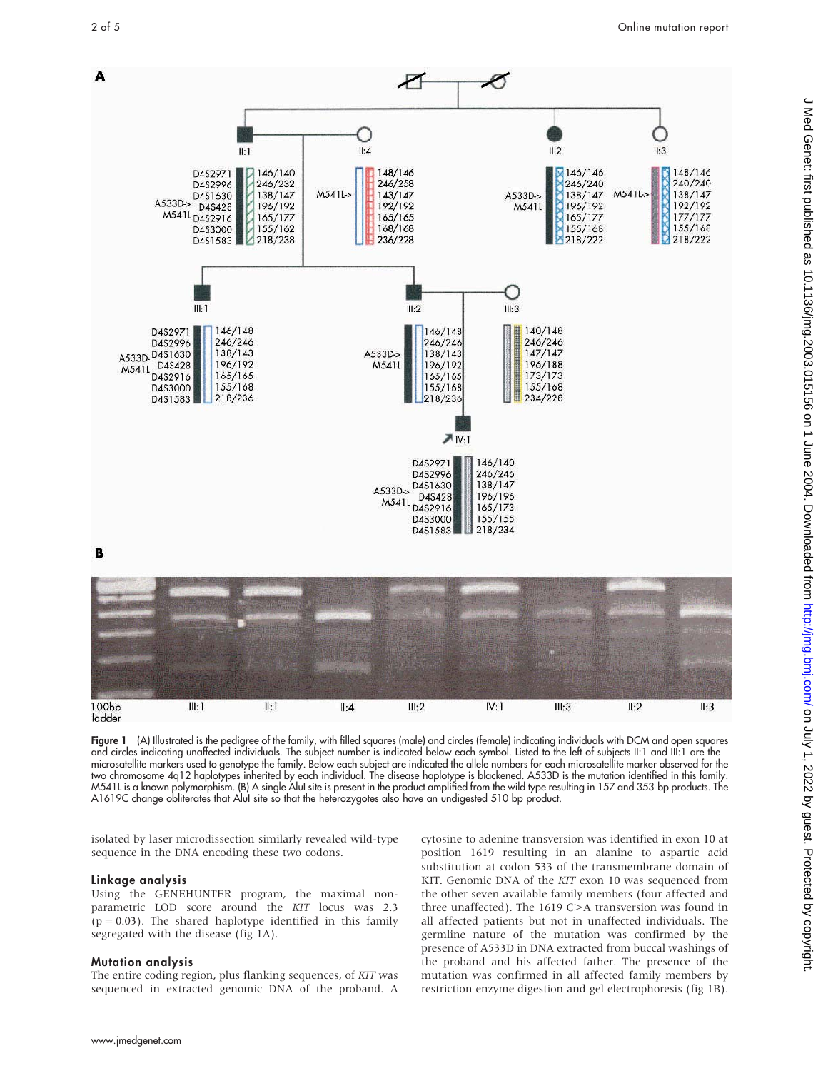**Figure 1** (A) Illustrated is the pedigree of the family, with filled squares (male) and circles (female) indicating individuals with DCM and open squares and circles indicating unaffected individuals. The subject number is indicated below each symbol. Listed to the left of subjects II:1 and III:1 are the microsatellite markers used to genotype the family. Below each subject are indicated the allele numbers for each microsatellite marker observed for the two chromosome 4q12 haplotypes inherited by each individual. The disease haplotype is blackened. A533D is the mutation identified in this family. M541L is a known polymorphism. (B) A single AluI site is present in the product amplified from the wild type resulting in 157 and 353 bp products. The A1619C change obliterates that AluI site so that the heterozygotes also have an undigested 510 bp product.

isolated by laser microdissection similarly revealed wild-type sequence in the DNA encoding these two codons.

### Linkage analysis

Using the GENEHUNTER program, the maximal non-parametric LOD score around the *KIT* locus was 2.3 ($p = 0.03$). The shared haplotype identified in this family segregated with the disease (fig 1A).

### Mutation analysis

The entire coding region, plus flanking sequences, of *KIT* was sequenced in extracted genomic DNA of the proband. A cytosine to adenine transversion was identified in exon 10 at position 1619 resulting in an alanine to aspartic acid substitution at codon 533 of the transmembrane domain of KIT. Genomic DNA of the *KIT* exon 10 was sequenced from the other seven available family members (four affected and three unaffected). The 1619 C>A transversion was found in all affected patients but not in unaffected individuals. The germline nature of the mutation was confirmed by the presence of A533D in DNA extracted from buccal washings of the proband and his affected father. The presence of the mutation was confirmed in all affected family members by restriction enzyme digestion and gel electrophoresis (fig 1B).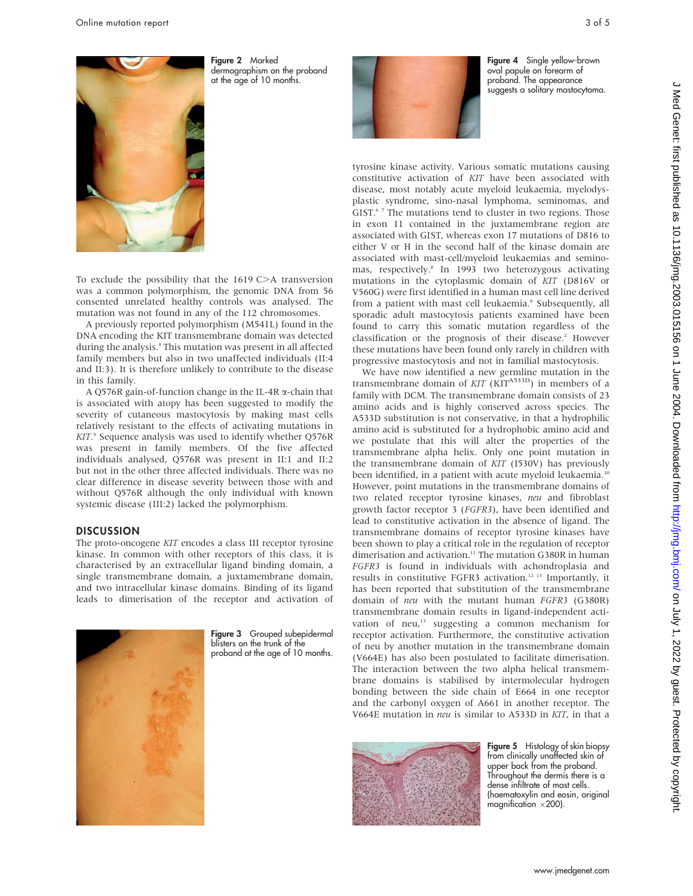Figure 2 Marked dermographism on the proband at the age of 10 months.

Figure 3 Grouped subepidermal blisters on the trunk of the proband at the age of 10 months.

To exclude the possibility that the 1619 C>A transversion was a common polymorphism, the genomic DNA from 56 consented unrelated healthy controls was analysed. The mutation was not found in any of the 112 chromosomes.

A previously reported polymorphism (M541L) found in the DNA encoding the KIT transmembrane domain was detected during the analysis.[4] This mutation was present in all affected family members but also in two unaffected individuals (II:4 and II:3). It is therefore unlikely to contribute to the disease in this family.

A Q576R gain-of-function change in the IL-4R α-chain that is associated with atopy has been suggested to modify the severity of cutaneous mastocytosis by making mast cells relatively resistant to the effects of activating mutations in *KIT*.[5] Sequence analysis was used to identify whether Q576R was present in family members. Of the five affected individuals analysed, Q576R was present in II:1 and II:2 but not in the other three affected individuals. There was no clear difference in disease severity between those with and without Q576R although the only individual with known systemic disease (III:2) lacked the polymorphism.

## DISCUSSION

The proto-oncogene *KIT* encodes a class III receptor tyrosine kinase. In common with other receptors of this class, it is characterised by an extracellular ligand binding domain, a single transmembrane domain, a juxtamembrane domain, and two intracellular kinase domains. Binding of its ligand leads to dimerisation of the receptor and activation of tyrosine kinase activity. Various somatic mutations causing constitutive activation of *KIT* have been associated with disease, most notably acute myeloid leukaemia, myelodysplastic syndrome, sino-nasal lymphoma, seminomas, and GIST.[6,7] The mutations tend to cluster in two regions. Those in exon 11 contained in the juxtamembrane region are associated with GIST, whereas exon 17 mutations of D816 to either V or H in the second half of the kinase domain are associated with mast-cell/myeloid leukaemias and seminomas, respectively.[8] In 1993 two heterozygous activating mutations in the cytoplasmic domain of *KIT* (D816V or V560G) were first identified in a human mast cell line derived from a patient with mast cell leukaemia.[9] Subsequently, all sporadic adult mastocytosis patients examined have been found to carry this somatic mutation regardless of the classification or the prognosis of their disease.[2] However these mutations have been found only rarely in children with progressive mastocytosis and not in familial mastocytosis.

Figure 4 Single yellow-brown oval papule on forearm of proband. The appearance suggests a solitary mastocytoma.

We have now identified a new germline mutation in the transmembrane domain of *KIT* ($KIT^{A533D}$) in members of a family with DCM. The transmembrane domain consists of 23 amino acids and is highly conserved across species. The A533D substitution is not conservative, in that a hydrophilic amino acid is substituted for a hydrophobic amino acid and we postulate that this will alter the properties of the transmembrane alpha helix. Only one point mutation in the transmembrane domain of *KIT* (I530V) has previously been identified, in a patient with acute myeloid leukaemia.[10] However, point mutations in the transmembrane domains of two related receptor tyrosine kinases, *neu* and fibroblast growth factor receptor 3 (*FGFR3*), have been identified and lead to constitutive activation in the absence of ligand. The transmembrane domains of receptor tyrosine kinases have been shown to play a critical role in the regulation of receptor dimerisation and activation.[11] The mutation G380R in human *FGFR3* is found in individuals with achondroplasia and results in constitutive FGFR3 activation.[12,13] Importantly, it has been reported that substitution of the transmembrane domain of *neu* with the mutant human *FGFR3* (G380R) transmembrane domain results in ligand-independent activation of neu,[13] suggesting a common mechanism for receptor activation. Furthermore, the constitutive activation of neu by another mutation in the transmembrane domain (V664E) has also been postulated to facilitate dimerisation. The interaction between the two alpha helical transmembrane domains is stabilised by intermolecular hydrogen bonding between the side chain of E664 in one receptor and the carbonyl oxygen of A661 in another receptor. The V664E mutation in *neu* is similar to A533D in *KIT*, in that a

Figure 5 Histology of skin biopsy from clinically unaffected skin of upper back from the proband. Throughout the dermis there is a dense infiltrate of mast cells. (haematoxylin and eosin, original magnification ×200).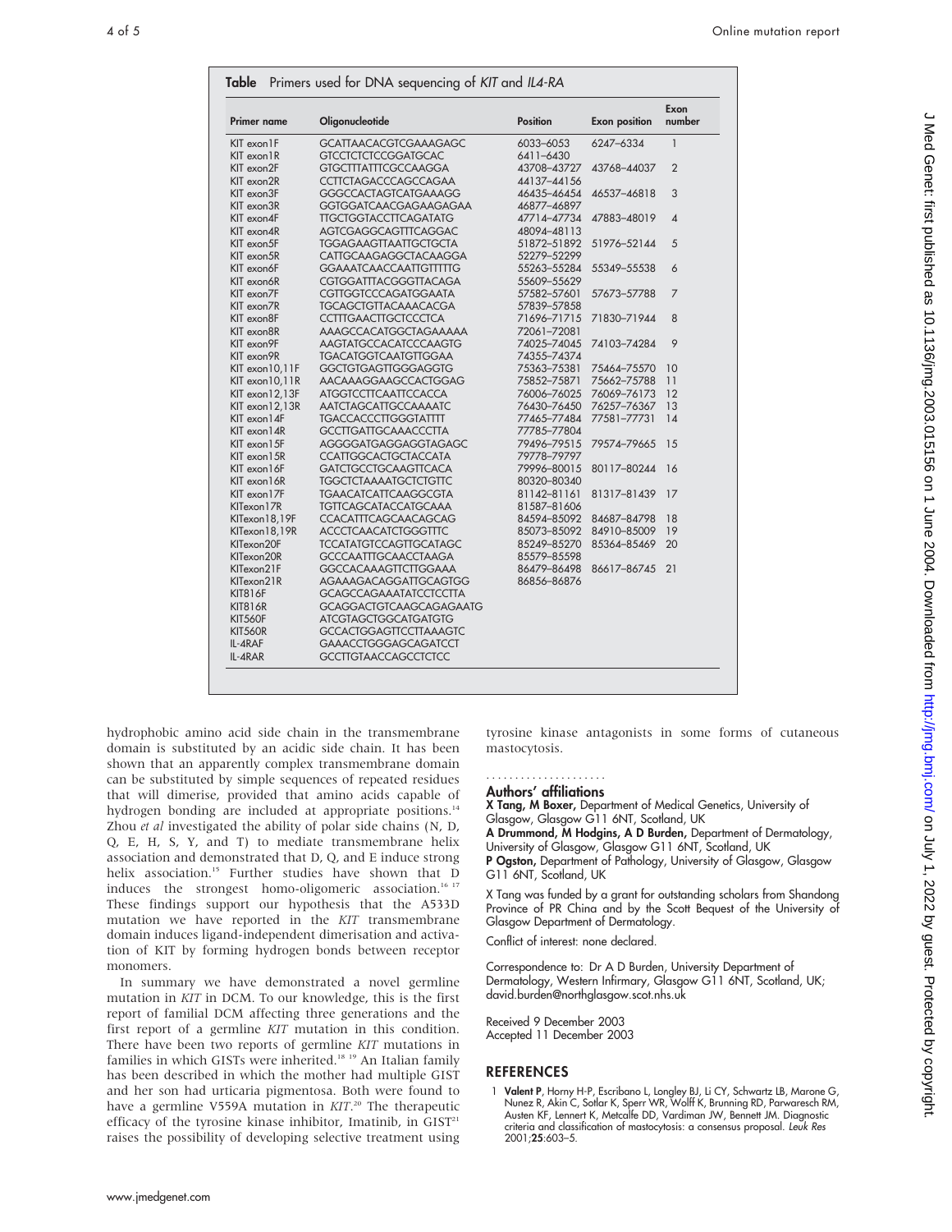**Table** Primers used for DNA sequencing of *KIT* and *IL4-RA*

| Primer name | Oligonucleotide | Position | Exon position | Exon number |
|---|---|---|---|---|
| KIT exon1F | GCATTAACACGTCGAAAGAGC | 6033–6053 | 6247–6334 | 1 |
| KIT exon1R | GTCCTCTCTCCGGATGCAC | 6411–6430 | | |
| KIT exon2F | GTGCTTTATTTCGCCAAGGA | 43708–43727 | 43768–44037 | 2 |
| KIT exon2R | CCTTCTAGACCCAGCCAGAA | 44137–44156 | | |
| KIT exon3F | GGGCCACTAGTCATGAAAGG | 46435–46454 | 46537–46818 | 3 |
| KIT exon3R | GGTGGATCAACGAGAAGAGAA | 46877–46897 | | |
| KIT exon4F | TTGCTGGTACCTTCAGATATG | 47714–47734 | 47883–48019 | 4 |
| KIT exon4R | AGTCGAGGCAGTTTCAGGAC | 48094–48113 | | |
| KIT exon5F | TGGAGAAGTTAATTGCTGCTA | 51872–51892 | 51976–52144 | 5 |
| KIT exon5R | CATTGCAAGAGGCTACAAGGA | 52279–52299 | | |
| KIT exon6F | GGAAATCAACCAATTGTTTTTG | 55263–55284 | 55349–55538 | 6 |
| KIT exon6R | CGTGGATTTACGGGTTACAGA | 55609–55629 | | |
| KIT exon7F | CGTTGGTCCCAGATGGAATA | 57582–57601 | 57673–57788 | 7 |
| KIT exon7R | TGCAGCTGTTACAAACACGA | 57839–57858 | | |
| KIT exon8F | CCTTTGAACTTGCTCCCTCA | 71696–71715 | 71830–71944 | 8 |
| KIT exon8R | AAAGCCACATGGCTAGAAAAA | 72061–72081 | | |
| KIT exon9F | AAGTATGCCACATCCCAAGTG | 74025–74045 | 74103–74284 | 9 |
| KIT exon9R | TGACATGGTCAATGTTGGAA | 74355–74374 | | |
| KIT exon10,11F | GGCTGTGAGTTGGGAGGTG | 75363–75381 | 75464–75570 | 10 |
| KIT exon10,11R | AACAAAGGAAGCCACTGGAG | 75852–75871 | 75662–75788 | 11 |
| KIT exon12,13F | ATGGTCCTTCAATTCCACCA | 76006–76025 | 76069–76173 | 12 |
| KIT exon12,13R | AATCTAGCATTGCCAAAATC | 76430–76450 | 76257–76367 | 13 |
| KIT exon14F | TGACCACCCTTGGGTATTTT | 77465–77484 | 77581–77731 | 14 |
| KIT exon14R | GCCTTGATTGCAAACCCTTA | 77785–77804 | | |
| KIT exon15F | AGGGGATGAGGAGGTAGAGC | 79496–79515 | 79574–79665 | 15 |
| KIT exon15R | CCATTGGCACTGCTACCATA | 79778–79797 | | |
| KIT exon16F | GATCTGCCTGCAAGTTCACA | 79996–80015 | 80117–80244 | 16 |
| KIT exon16R | TGGCTCTAAAATGCTCTGTTC | 80320–80340 | | |
| KIT exon17F | TGAACATCATTCAAGGCGTA | 81142–81161 | 81317–81439 | 17 |
| KITexon17R | TGTTCAGCATACCATGCAAA | 81587–81606 | | |
| KITexon18,19F | CCACATTTCAGCAACAGCAG | 84594–85092 | 84687–84798 | 18 |
| KITexon18,19R | ACCCTCAACATCTGGGTTTC | 85073–85092 | 84910–85009 | 19 |
| KITexon20F | TCCATATGTCCAGTTGCATAGC | 85249–85270 | 85364–85469 | 20 |
| KITexon20R | GCCCAATTTGCAACCTAAGA | 85579–85598 | | |
| KITexon21F | GGCCACAAAGTTCTTGGAAA | 86479–86498 | 86617–86745 | 21 |
| KITexon21R | AGAAAGACAGGATTGCAGTGG | 86856–86876 | | |
| KIT816F | GCAGCCAGAAATATCCTCCTTA | | | |
| KIT816R | GCAGGACTGTCAAGCAGAGAATG | | | |
| KIT560F | ATCGTAGCTGGCATGATGTG | | | |
| KIT560R | GCCACTGGAGTTCCTTAAAGTC | | | |
| IL-4RAF | GAAACCTGGGAGCAGATCCT | | | |
| IL-4RAR | GCCTTGTAACCAGCCTCTCC | | | |

hydrophobic amino acid side chain in the transmembrane domain is substituted by an acidic side chain. It has been shown that an apparently complex transmembrane domain can be substituted by simple sequences of repeated residues that will dimerise, provided that amino acids capable of hydrogen bonding are included at appropriate positions.[14] Zhou *et al* investigated the ability of polar side chains (N, D, Q, E, H, S, Y, and T) to mediate transmembrane helix association and demonstrated that D, Q, and E induce strong helix association.[15] Further studies have shown that D induces the strongest homo-oligomeric association.[16 17] These findings support our hypothesis that the A533D mutation we have reported in the *KIT* transmembrane domain induces ligand-independent dimerisation and activation of KIT by forming hydrogen bonds between receptor monomers.

In summary we have demonstrated a novel germline mutation in *KIT* in DCM. To our knowledge, this is the first report of familial DCM affecting three generations and the first report of a germline *KIT* mutation in this condition. There have been two reports of germline *KIT* mutations in families in which GISTs were inherited.[18 19] An Italian family has been described in which the mother had multiple GIST and her son had urticaria pigmentosa. Both were found to have a germline V559A mutation in *KIT*.[20] The therapeutic efficacy of the tyrosine kinase inhibitor, Imatinib, in GIST[21] raises the possibility of developing selective treatment using tyrosine kinase antagonists in some forms of cutaneous mastocytosis.

## Authors' affiliations

**X Tang, M Boxer,** Department of Medical Genetics, University of Glasgow, Glasgow G11 6NT, Scotland, UK
**A Drummond, M Hodgins, A D Burden,** Department of Dermatology, University of Glasgow, Glasgow G11 6NT, Scotland, UK
**P Ogston,** Department of Pathology, University of Glasgow, Glasgow G11 6NT, Scotland, UK

X Tang was funded by a grant for outstanding scholars from Shandong Province of PR China and by the Scott Bequest of the University of Glasgow Department of Dermatology.

Conflict of interest: none declared.

Correspondence to: Dr A D Burden, University Department of Dermatology, Western Infirmary, Glasgow G11 6NT, Scotland, UK; david.burden@northglasgow.scot.nhs.uk

Received 9 December 2003
Accepted 11 December 2003

## REFERENCES

1 **Valent P**, Horny H-P, Escribano L, Longley BJ, Li CY, Schwartz LB, Marone G, Nunez R, Akin C, Sotlar K, Sperr WR, Wolff K, Brunning RD, Parwaresch RM, Austen KF, Lennert K, Metcalfe DD, Vardiman JW, Bennett JM. Diagnostic criteria and classification of mastocytosis: a consensus proposal. *Leuk Res* 2001;**25**:603–5.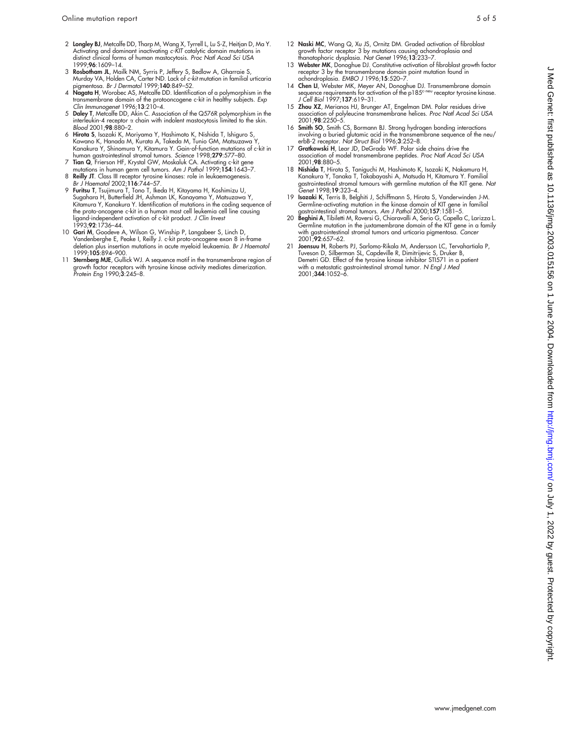2 **Longley BJ**, Metcalfe DD, Tharp M, Wang X, Tyrrell L, Lu S-Z, Heitjan D, Ma Y. Activating and dominant inactivating *c-KIT* catalytic domain mutations in distinct clinical forms of human mastocytosis. *Proc Natl Acad Sci USA* 1999;**96**:1609–14.

3 **Rosbotham JL**, Mailk NM, Syrris P, Jeffery S, Bedlow A, Gharraie S, Murday VA, Holden CA, Carter ND. Lack of *c-kit* mutation in familial urticaria pigmentosa. *Br J Dermatol* 1999;**140**:849–52.

4 **Nagata H**, Worobec AS, Metcalfe DD. Identification of a polymorphism in the transmembrane domain of the protooncogene c-kit in healthy subjects. *Exp Clin Immunogenet* 1996;**13**:210–4.

5 **Daley T**, Metcalfe DD, Akin C. Association of the Q576R polymorphism in the interleukin-4 receptor $\alpha$ chain with indolent mastocytosis limited to the skin. *Blood* 2001;**98**:880–2.

6 **Hirota S**, Isozaki K, Moriyama Y, Hashimoto K, Nishida T, Ishiguro S, Kawano K, Hanada M, Kurata A, Takeda M, Tunio GM, Matsuzawa Y, Kanakura Y, Shinomura Y, Kitamura Y. Gain-of-function mutations of c-kit in human gastrointestinal stromal tumors. *Science* 1998;**279**:577–80.

7 **Tian Q**, Frierson HF, Krystal GW, Moskaluk CA. Activating c-kit gene mutations in human germ cell tumors. *Am J Pathol* 1999;**154**:1643–7.

8 **Reilly JT**. Class III receptor tyrosine kinases: role in leukaemogenesis. *Br J Haematol* 2002;**116**:744–57.

9 **Furitsu T**, Tsujimura T, Tono T, Ikeda H, Kitayama H, Koshimizu U, Sugahara H, Butterfield JH, Ashman LK, Kanayama Y, Matsuzawa Y, Kitamura Y, Kanakura Y. Identification of mutations in the coding sequence of the proto-oncogene c-kit in a human mast cell leukemia cell line causing ligand-independent activation of c-kit product. *J Clin Invest* 1993;**92**:1736–44.

10 **Gari M**, Goodeve A, Wilson G, Winship P, Langabeer S, Linch D, Vandenberghe E, Peake I, Reilly J. c-kit proto-oncogene exon 8 in-frame deletion plus insertion mutations in acute myeloid leukaemia. *Br J Haematol* 1999;**105**:894–900.

11 **Sternberg MJE**, Gullick WJ. A sequence motif in the transmembrane region of growth factor receptors with tyrosine kinase activity mediates dimerization. *Protein Eng* 1990;**3**:245–8.

12 **Naski MC**, Wang Q, Xu JS, Ornitz DM. Graded activation of fibroblast growth factor receptor 3 by mutations causing achondroplasia and thanatophoric dysplasia. *Nat Genet* 1996;**13**:233–7.

13 **Webster MK**, Donoghue DJ. Constitutive activation of fibroblast growth factor receptor 3 by the transmembrane domain point mutation found in achondroplasia. *EMBO J* 1996;**15**:520–7.

14 **Chen LI**, Webster MK, Meyer AN, Donoghue DJ. Transmembrane domain sequence requirements for activation of the p185$^{c\text{-}neu}$ receptor tyrosine kinase. *J Cell Biol* 1997;**137**:619–31.

15 **Zhou XZ**, Merianos HJ, Brunger AT, Engelman DM. Polar residues drive association of polyleucine transmembrane helices. *Proc Natl Acad Sci USA* 2001;**98**:2250–5.

16 **Smith SO**, Smith CS, Bormann BJ. Strong hydrogen bonding interactions involving a buried glutamic acid in the transmembrane sequence of the neu/erbB-2 receptor. *Nat Struct Biol* 1996;**3**:252–8.

17 **Gratkowski H**, Lear JD, DeGrado WF. Polar side chains drive the association of model transmembrane peptides. *Proc Natl Acad Sci USA* 2001;**98**:880–5.

18 **Nishida T**, Hirota S, Taniguchi M, Hashimoto K, Isozaki K, Nakamura H, Kanakura Y, Tanaka T, Takabayashi A, Matsuda H, Kitamura Y. Familial gastrointestinal stromal tumours with germline mutation of the KIT gene. *Nat Genet* 1998;**19**:323–4.

19 **Isozaki K**, Terris B, Belghiti J, Schiffmann S, Hirota S, Vanderwinden J-M. Germline-activating mutation in the kinase domain of KIT gene in familial gastrointestinal stromal tumors. *Am J Pathol* 2000;**157**:1581–5.

20 **Beghini A**, Tibiletti M, Roversi G, Chiaravalli A, Serio G, Capella C, Larizza L. Germline mutation in the juxtamembrane domain of the KIT gene in a family with gastrointestinal stromal tumors and urticaria pigmentosa. *Cancer* 2001;**92**:657–62.

21 **Joensuu H**, Roberts PJ, Sarlomo-Rikala M, Andersson LC, Tervahartiala P, Tuveson D, Silberman SL, Capdeville R, Dimitrijevic S, Druker B, Demetri GD. Effect of the tyrosine kinase inhibitor STI571 in a patient with a metastatic gastrointestinal stromal tumor. *N Engl J Med* 2001;**344**:1052–6.